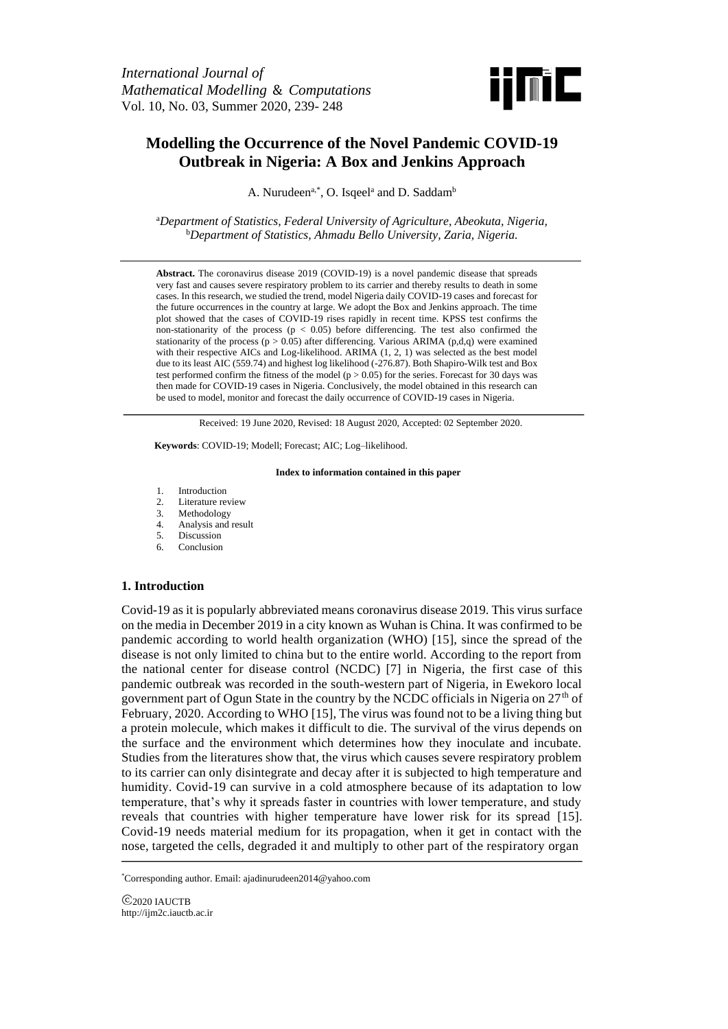# Modelling the Occurrence of the Novel Pandemic COVID-19 Outbreak in Nigeria: A Box and Jenkins Approach

A. Nurudeen[a,*], O. Isqeel[a] and D. Saddam[b]

[a]*Department of Statistics, Federal University of Agriculture, Abeokuta, Nigeria,*
[b]*Department of Statistics, Ahmadu Bello University, Zaria, Nigeria.*

---

**Abstract.** The coronavirus disease 2019 (COVID-19) is a novel pandemic disease that spreads very fast and causes severe respiratory problem to its carrier and thereby results to death in some cases. In this research, we studied the trend, model Nigeria daily COVID-19 cases and forecast for the future occurrences in the country at large. We adopt the Box and Jenkins approach. The time plot showed that the cases of COVID-19 rises rapidly in recent time. KPSS test confirms the non-stationarity of the process ($p < 0.05$) before differencing. The test also confirmed the stationarity of the process ($p > 0.05$) after differencing. Various ARIMA (p,d,q) were examined with their respective AICs and Log-likelihood. ARIMA (1, 2, 1) was selected as the best model due to its least AIC (559.74) and highest log likelihood (-276.87). Both Shapiro-Wilk test and Box test performed confirm the fitness of the model ($p > 0.05$) for the series. Forecast for 30 days was then made for COVID-19 cases in Nigeria. Conclusively, the model obtained in this research can be used to model, monitor and forecast the daily occurrence of COVID-19 cases in Nigeria.

---

Received: 19 June 2020, Revised: 18 August 2020, Accepted: 02 September 2020.

**Keywords**: COVID-19; Modell; Forecast; AIC; Log–likelihood.

**Index to information contained in this paper**

1. Introduction
2. Literature review
3. Methodology
4. Analysis and result
5. Discussion
6. Conclusion

## 1. Introduction

Covid-19 as it is popularly abbreviated means coronavirus disease 2019. This virus surface on the media in December 2019 in a city known as Wuhan is China. It was confirmed to be pandemic according to world health organization (WHO) [15], since the spread of the disease is not only limited to china but to the entire world. According to the report from the national center for disease control (NCDC) [7] in Nigeria, the first case of this pandemic outbreak was recorded in the south-western part of Nigeria, in Ewekoro local government part of Ogun State in the country by the NCDC officials in Nigeria on 27[th] of February, 2020. According to WHO [15], The virus was found not to be a living thing but a protein molecule, which makes it difficult to die. The survival of the virus depends on the surface and the environment which determines how they inoculate and incubate. Studies from the literatures show that, the virus which causes severe respiratory problem to its carrier can only disintegrate and decay after it is subjected to high temperature and humidity. Covid-19 can survive in a cold atmosphere because of its adaptation to low temperature, that's why it spreads faster in countries with lower temperature, and study reveals that countries with higher temperature have lower risk for its spread [15]. Covid-19 needs material medium for its propagation, when it get in contact with the nose, targeted the cells, degraded it and multiply to other part of the respiratory organ

---

[*]Corresponding author. Email: ajadinurudeen2014@yahoo.com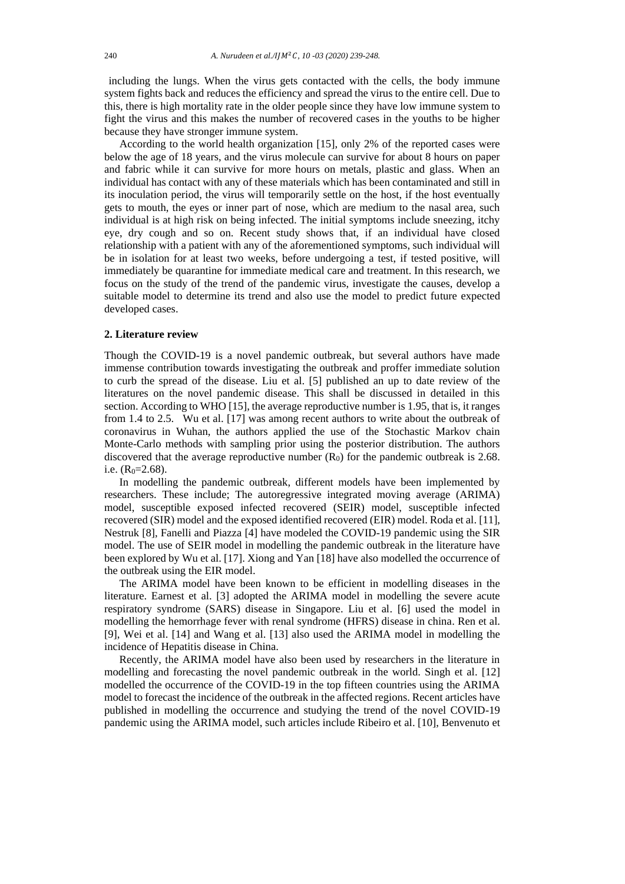including the lungs. When the virus gets contacted with the cells, the body immune system fights back and reduces the efficiency and spread the virus to the entire cell. Due to this, there is high mortality rate in the older people since they have low immune system to fight the virus and this makes the number of recovered cases in the youths to be higher because they have stronger immune system.

According to the world health organization [15], only 2% of the reported cases were below the age of 18 years, and the virus molecule can survive for about 8 hours on paper and fabric while it can survive for more hours on metals, plastic and glass. When an individual has contact with any of these materials which has been contaminated and still in its inoculation period, the virus will temporarily settle on the host, if the host eventually gets to mouth, the eyes or inner part of nose, which are medium to the nasal area, such individual is at high risk on being infected. The initial symptoms include sneezing, itchy eye, dry cough and so on. Recent study shows that, if an individual have closed relationship with a patient with any of the aforementioned symptoms, such individual will be in isolation for at least two weeks, before undergoing a test, if tested positive, will immediately be quarantine for immediate medical care and treatment. In this research, we focus on the study of the trend of the pandemic virus, investigate the causes, develop a suitable model to determine its trend and also use the model to predict future expected developed cases.

## 2. Literature review

Though the COVID-19 is a novel pandemic outbreak, but several authors have made immense contribution towards investigating the outbreak and proffer immediate solution to curb the spread of the disease. Liu et al. [5] published an up to date review of the literatures on the novel pandemic disease. This shall be discussed in detailed in this section. According to WHO [15], the average reproductive number is 1.95, that is, it ranges from 1.4 to 2.5. Wu et al. [17] was among recent authors to write about the outbreak of coronavirus in Wuhan, the authors applied the use of the Stochastic Markov chain Monte-Carlo methods with sampling prior using the posterior distribution. The authors discovered that the average reproductive number ($R_0$) for the pandemic outbreak is 2.68. i.e. ($R_0$=2.68).

In modelling the pandemic outbreak, different models have been implemented by researchers. These include; The autoregressive integrated moving average (ARIMA) model, susceptible exposed infected recovered (SEIR) model, susceptible infected recovered (SIR) model and the exposed identified recovered (EIR) model. Roda et al. [11], Nestruk [8], Fanelli and Piazza [4] have modeled the COVID-19 pandemic using the SIR model. The use of SEIR model in modelling the pandemic outbreak in the literature have been explored by Wu et al. [17]. Xiong and Yan [18] have also modelled the occurrence of the outbreak using the EIR model.

The ARIMA model have been known to be efficient in modelling diseases in the literature. Earnest et al. [3] adopted the ARIMA model in modelling the severe acute respiratory syndrome (SARS) disease in Singapore. Liu et al. [6] used the model in modelling the hemorrhage fever with renal syndrome (HFRS) disease in china. Ren et al. [9], Wei et al. [14] and Wang et al. [13] also used the ARIMA model in modelling the incidence of Hepatitis disease in China.

Recently, the ARIMA model have also been used by researchers in the literature in modelling and forecasting the novel pandemic outbreak in the world. Singh et al. [12] modelled the occurrence of the COVID-19 in the top fifteen countries using the ARIMA model to forecast the incidence of the outbreak in the affected regions. Recent articles have published in modelling the occurrence and studying the trend of the novel COVID-19 pandemic using the ARIMA model, such articles include Ribeiro et al. [10], Benvenuto et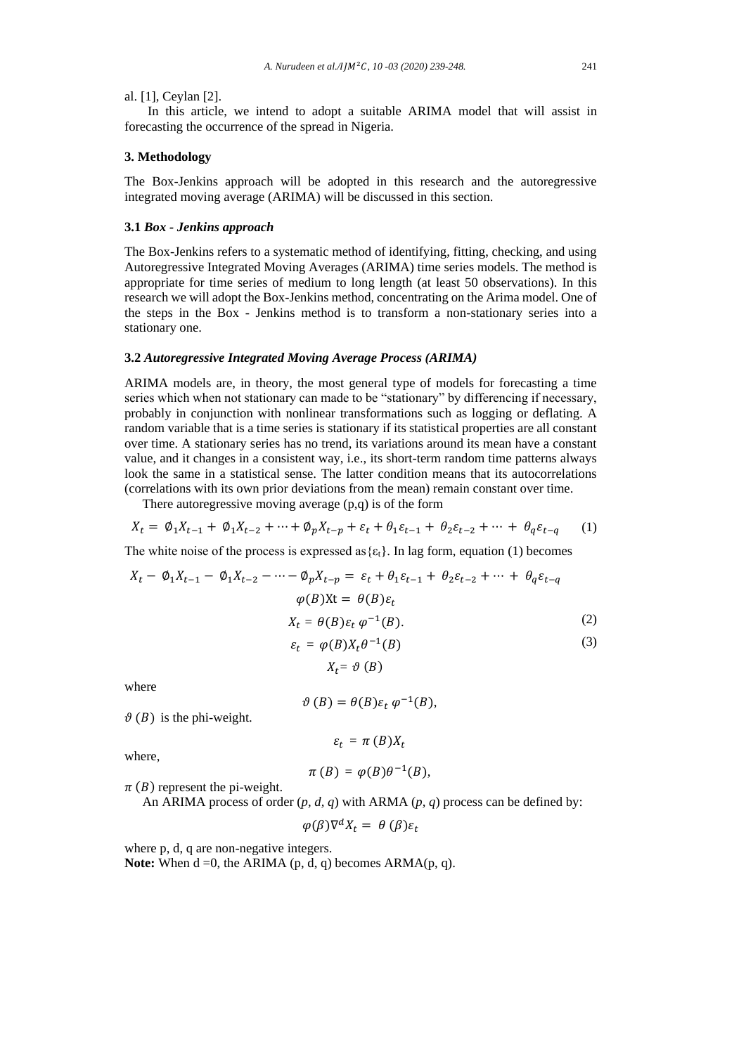al. [1], Ceylan [2].

In this article, we intend to adopt a suitable ARIMA model that will assist in forecasting the occurrence of the spread in Nigeria.

## 3. Methodology

The Box-Jenkins approach will be adopted in this research and the autoregressive integrated moving average (ARIMA) will be discussed in this section.

### 3.1 *Box - Jenkins approach*

The Box-Jenkins refers to a systematic method of identifying, fitting, checking, and using Autoregressive Integrated Moving Averages (ARIMA) time series models. The method is appropriate for time series of medium to long length (at least 50 observations). In this research we will adopt the Box-Jenkins method, concentrating on the Arima model. One of the steps in the Box - Jenkins method is to transform a non-stationary series into a stationary one.

### 3.2 *Autoregressive Integrated Moving Average Process (ARIMA)*

ARIMA models are, in theory, the most general type of models for forecasting a time series which when not stationary can made to be "stationary" by differencing if necessary, probably in conjunction with nonlinear transformations such as logging or deflating. A random variable that is a time series is stationary if its statistical properties are all constant over time. A stationary series has no trend, its variations around its mean have a constant value, and it changes in a consistent way, i.e., its short-term random time patterns always look the same in a statistical sense. The latter condition means that its autocorrelations (correlations with its own prior deviations from the mean) remain constant over time.

There autoregressive moving average (p,q) is of the form

$$X_t = \emptyset_1 X_{t-1} + \emptyset_1 X_{t-2} + \cdots + \emptyset_p X_{t-p} + \varepsilon_t + \theta_1 \varepsilon_{t-1} + \theta_2 \varepsilon_{t-2} + \cdots + \theta_q \varepsilon_{t-q} \qquad (1)$$

The white noise of the process is expressed as $\{\varepsilon_t\}$. In lag form, equation (1) becomes

$$X_t - \emptyset_1 X_{t-1} - \emptyset_1 X_{t-2} - \cdots - \emptyset_p X_{t-p} = \varepsilon_t + \theta_1 \varepsilon_{t-1} + \theta_2 \varepsilon_{t-2} + \cdots + \theta_q \varepsilon_{t-q}$$

$$\varphi(B)\mathrm{Xt} = \theta(B)\varepsilon_t$$

$$X_t = \theta(B)\varepsilon_t\, \varphi^{-1}(B). \qquad (2)$$

$$\varepsilon_t = \varphi(B) X_t \theta^{-1}(B) \qquad (3)$$

$$X_t = \vartheta\,(B)$$

where

$$\vartheta\,(B) = \theta(B)\varepsilon_t\, \varphi^{-1}(B),$$

$\vartheta\,(B)$ is the phi-weight.

$$\varepsilon_t = \pi\,(B) X_t$$

where,

$$\pi\,(B) = \varphi(B)\theta^{-1}(B),$$

$\pi\,(B)$ represent the pi-weight.

An ARIMA process of order $(p, d, q)$ with ARMA $(p, q)$ process can be defined by:

$$\varphi(\beta)\nabla^d X_t = \theta\,(\beta)\varepsilon_t$$

where p, d, q are non-negative integers.

**Note:** When d =0, the ARIMA (p, d, q) becomes ARMA(p, q).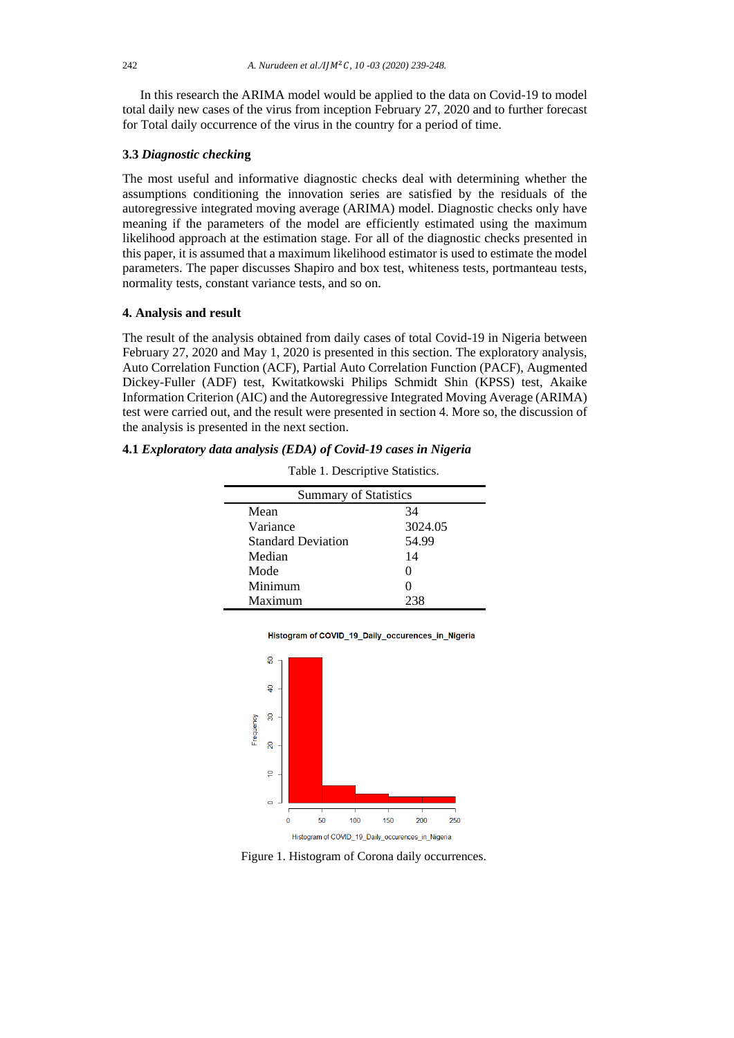In this research the ARIMA model would be applied to the data on Covid-19 to model total daily new cases of the virus from inception February 27, 2020 and to further forecast for Total daily occurrence of the virus in the country for a period of time.

### 3.3 *Diagnostic checking*

The most useful and informative diagnostic checks deal with determining whether the assumptions conditioning the innovation series are satisfied by the residuals of the autoregressive integrated moving average (ARIMA) model. Diagnostic checks only have meaning if the parameters of the model are efficiently estimated using the maximum likelihood approach at the estimation stage. For all of the diagnostic checks presented in this paper, it is assumed that a maximum likelihood estimator is used to estimate the model parameters. The paper discusses Shapiro and box test, whiteness tests, portmanteau tests, normality tests, constant variance tests, and so on.

## 4. Analysis and result

The result of the analysis obtained from daily cases of total Covid-19 in Nigeria between February 27, 2020 and May 1, 2020 is presented in this section. The exploratory analysis, Auto Correlation Function (ACF), Partial Auto Correlation Function (PACF), Augmented Dickey-Fuller (ADF) test, Kwitatkowski Philips Schmidt Shin (KPSS) test, Akaike Information Criterion (AIC) and the Autoregressive Integrated Moving Average (ARIMA) test were carried out, and the result were presented in section 4. More so, the discussion of the analysis is presented in the next section.

### 4.1 *Exploratory data analysis (EDA) of Covid-19 cases in Nigeria*

Table 1. Descriptive Statistics.

| Summary of Statistics | |
|---|---|
| Mean | 34 |
| Variance | 3024.05 |
| Standard Deviation | 54.99 |
| Median | 14 |
| Mode | 0 |
| Minimum | 0 |
| Maximum | 238 |

Figure 1. Histogram of Corona daily occurrences.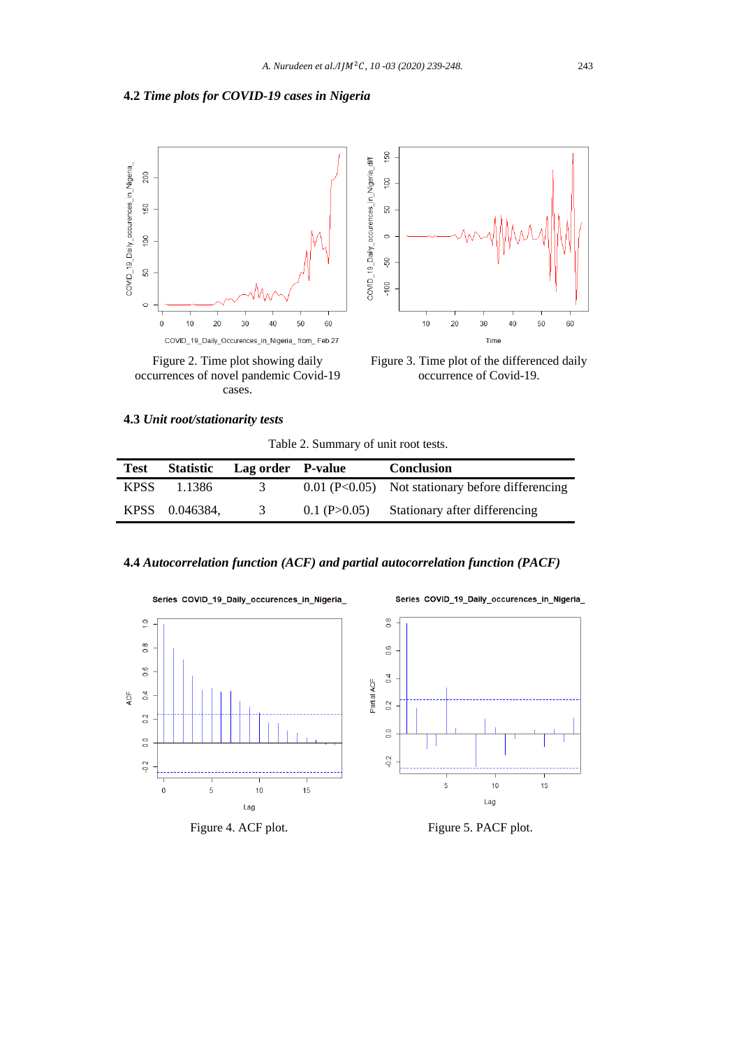### 4.2 *Time plots for COVID-19 cases in Nigeria*

Figure 2. Time plot showing daily occurrences of novel pandemic Covid-19 cases.

Figure 3. Time plot of the differenced daily occurrence of Covid-19.

### 4.3 *Unit root/stationarity tests*

Table 2. Summary of unit root tests.

| Test | Statistic | Lag order | P-value | Conclusion |
|---|---|---|---|---|
| KPSS | 1.1386 | 3 | 0.01 (P<0.05) | Not stationary before differencing |
| KPSS | 0.046384, | 3 | 0.1 (P>0.05) | Stationary after differencing |

### 4.4 *Autocorrelation function (ACF) and partial autocorrelation function (PACF)*

Figure 4. ACF plot.

Figure 5. PACF plot.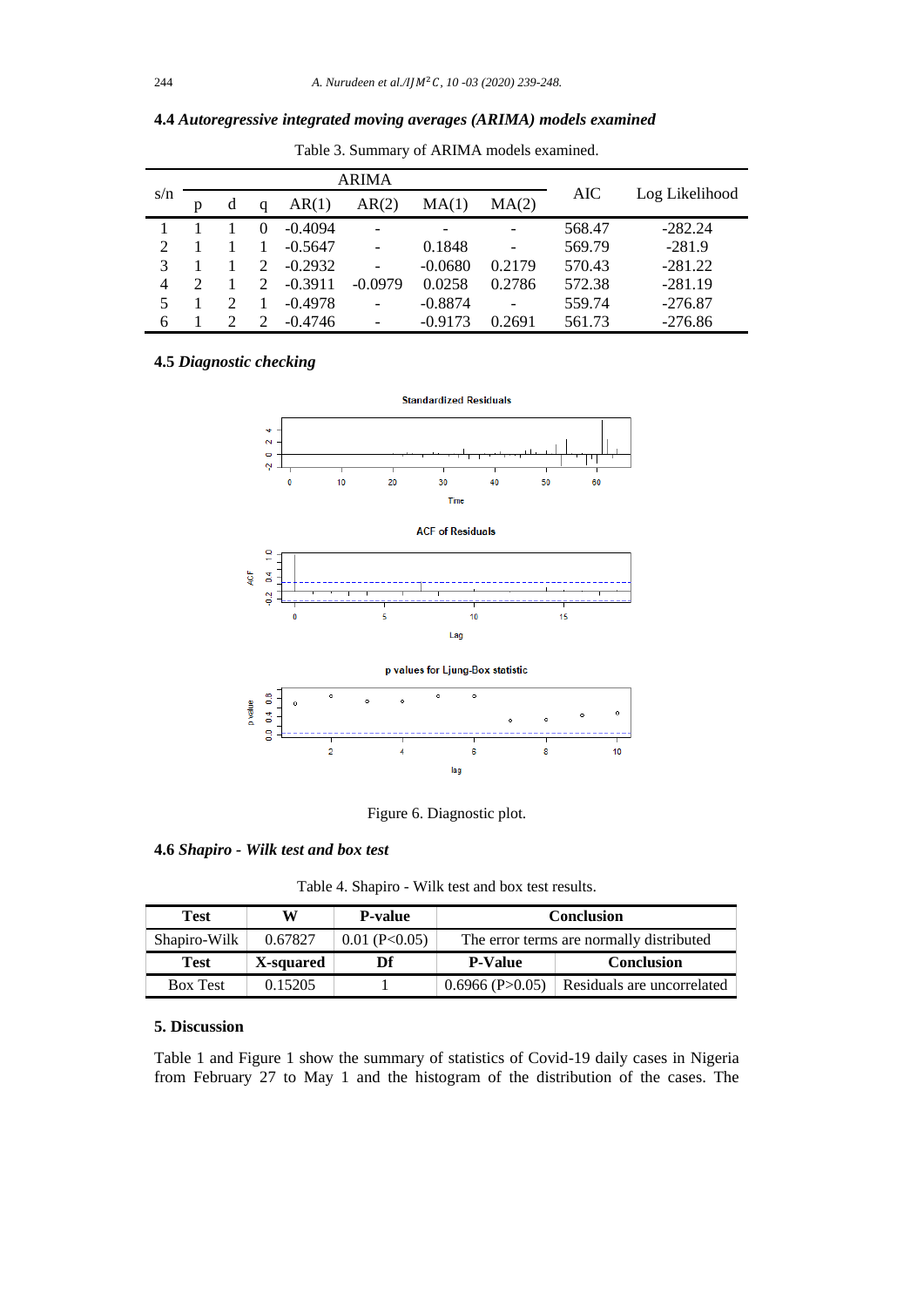### 4.4 *Autoregressive integrated moving averages (ARIMA) models examined*

Table 3. Summary of ARIMA models examined.

| s/n | ARIMA | | | | | | | AIC | Log Likelihood |
|---|---|---|---|---|---|---|---|---|---|
| | p | d | q | AR(1) | AR(2) | MA(1) | MA(2) | | |
| 1 | 1 | 1 | 0 | -0.4094 | - | - | - | 568.47 | -282.24 |
| 2 | 1 | 1 | 1 | -0.5647 | - | 0.1848 | - | 569.79 | -281.9 |
| 3 | 1 | 1 | 2 | -0.2932 | - | -0.0680 | 0.2179 | 570.43 | -281.22 |
| 4 | 2 | 1 | 2 | -0.3911 | -0.0979 | 0.0258 | 0.2786 | 572.38 | -281.19 |
| 5 | 1 | 2 | 1 | -0.4978 | - | -0.8874 | - | 559.74 | -276.87 |
| 6 | 1 | 2 | 2 | -0.4746 | - | -0.9173 | 0.2691 | 561.73 | -276.86 |

### 4.5 *Diagnostic checking*

Figure 6. Diagnostic plot.

### 4.6 *Shapiro - Wilk test and box test*

Table 4. Shapiro - Wilk test and box test results.

| Test | W | P-value | Conclusion | |
|---|---|---|---|---|
| Shapiro-Wilk | 0.67827 | 0.01 ($P<0.05$) | The error terms are normally distributed | |
| **Test** | **X-squared** | **Df** | **P-Value** | **Conclusion** |
| Box Test | 0.15205 | 1 | 0.6966 ($P>0.05$) | Residuals are uncorrelated |

## 5. Discussion

Table 1 and Figure 1 show the summary of statistics of Covid-19 daily cases in Nigeria from February 27 to May 1 and the histogram of the distribution of the cases. The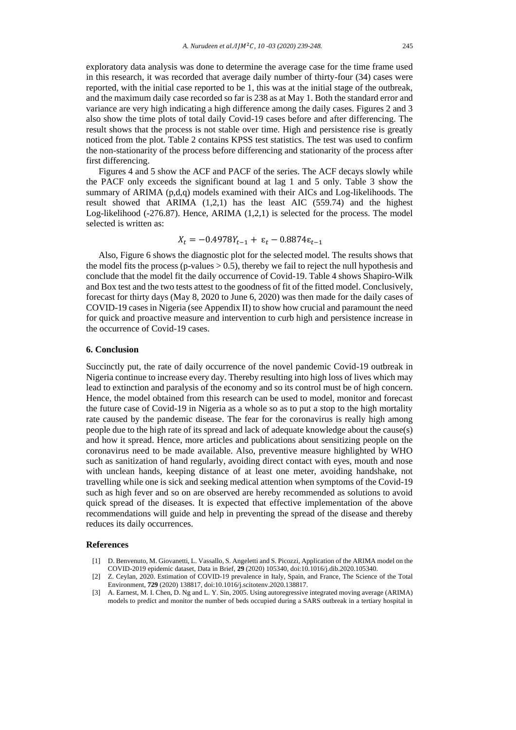exploratory data analysis was done to determine the average case for the time frame used in this research, it was recorded that average daily number of thirty-four (34) cases were reported, with the initial case reported to be 1, this was at the initial stage of the outbreak, and the maximum daily case recorded so far is 238 as at May 1. Both the standard error and variance are very high indicating a high difference among the daily cases. Figures 2 and 3 also show the time plots of total daily Covid-19 cases before and after differencing. The result shows that the process is not stable over time. High and persistence rise is greatly noticed from the plot. Table 2 contains KPSS test statistics. The test was used to confirm the non-stationarity of the process before differencing and stationarity of the process after first differencing.

Figures 4 and 5 show the ACF and PACF of the series. The ACF decays slowly while the PACF only exceeds the significant bound at lag 1 and 5 only. Table 3 show the summary of ARIMA (p,d,q) models examined with their AICs and Log-likelihoods. The result showed that ARIMA (1,2,1) has the least AIC (559.74) and the highest Log-likelihood (-276.87). Hence, ARIMA (1,2,1) is selected for the process. The model selected is written as:

$$X_t = -0.4978Y_{t-1} + \varepsilon_t - 0.8874\varepsilon_{t-1}$$

Also, Figure 6 shows the diagnostic plot for the selected model. The results shows that the model fits the process (p-values > 0.5), thereby we fail to reject the null hypothesis and conclude that the model fit the daily occurrence of Covid-19. Table 4 shows Shapiro-Wilk and Box test and the two tests attest to the goodness of fit of the fitted model. Conclusively, forecast for thirty days (May 8, 2020 to June 6, 2020) was then made for the daily cases of COVID-19 cases in Nigeria (see Appendix II) to show how crucial and paramount the need for quick and proactive measure and intervention to curb high and persistence increase in the occurrence of Covid-19 cases.

## 6. Conclusion

Succinctly put, the rate of daily occurrence of the novel pandemic Covid-19 outbreak in Nigeria continue to increase every day. Thereby resulting into high loss of lives which may lead to extinction and paralysis of the economy and so its control must be of high concern. Hence, the model obtained from this research can be used to model, monitor and forecast the future case of Covid-19 in Nigeria as a whole so as to put a stop to the high mortality rate caused by the pandemic disease. The fear for the coronavirus is really high among people due to the high rate of its spread and lack of adequate knowledge about the cause(s) and how it spread. Hence, more articles and publications about sensitizing people on the coronavirus need to be made available. Also, preventive measure highlighted by WHO such as sanitization of hand regularly, avoiding direct contact with eyes, mouth and nose with unclean hands, keeping distance of at least one meter, avoiding handshake, not travelling while one is sick and seeking medical attention when symptoms of the Covid-19 such as high fever and so on are observed are hereby recommended as solutions to avoid quick spread of the diseases. It is expected that effective implementation of the above recommendations will guide and help in preventing the spread of the disease and thereby reduces its daily occurrences.

## References

[1] D. Benvenuto, M. Giovanetti, L. Vassallo, S. Angeletti and S. Picozzi, Application of the ARIMA model on the COVID-2019 epidemic dataset, Data in Brief, **29** (2020) 105340, doi:10.1016/j.dib.2020.105340.

[2] Z. Ceylan, 2020. Estimation of COVID-19 prevalence in Italy, Spain, and France, The Science of the Total Environment, **729** (2020) 138817, doi:10.1016/j.scitotenv.2020.138817.

[3] A. Earnest, M. I. Chen, D. Ng and L. Y. Sin, 2005. Using autoregressive integrated moving average (ARIMA) models to predict and monitor the number of beds occupied during a SARS outbreak in a tertiary hospital in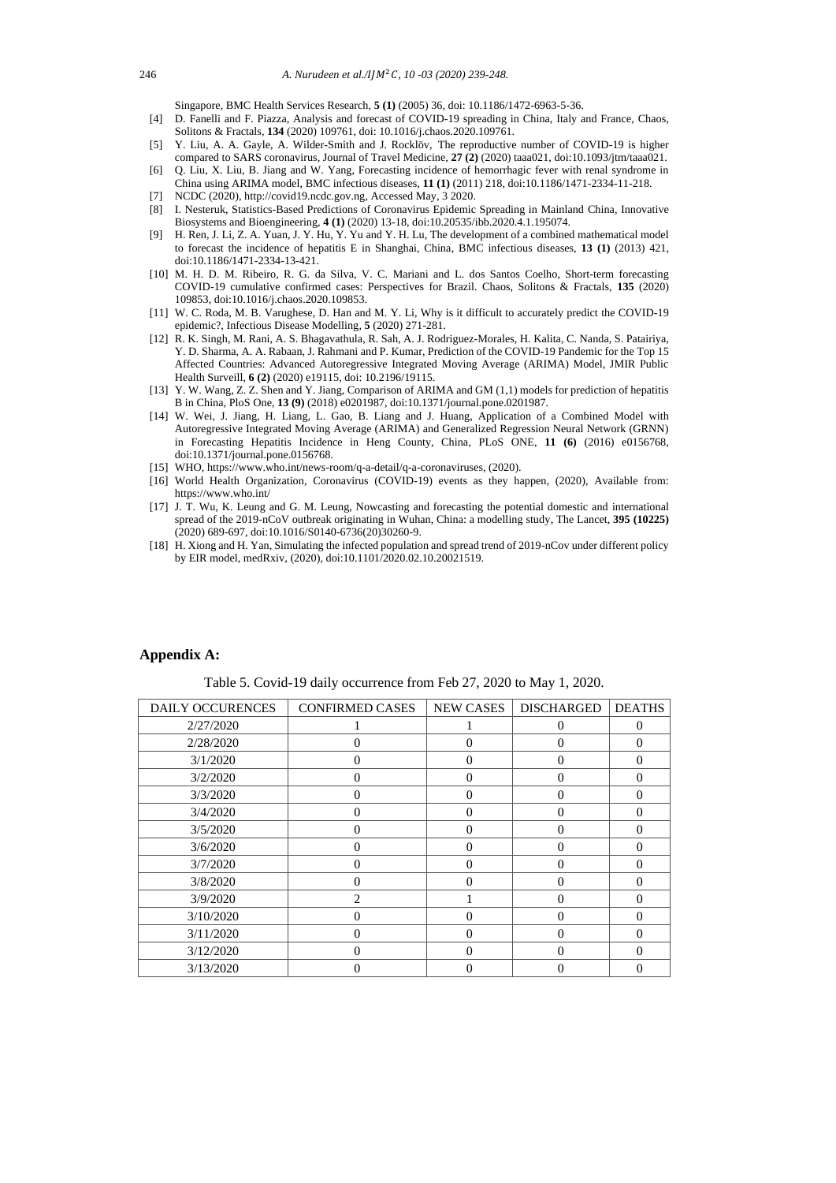Singapore, BMC Health Services Research, **5 (1)** (2005) 36, doi: 10.1186/1472-6963-5-36.

[4] D. Fanelli and F. Piazza, Analysis and forecast of COVID-19 spreading in China, Italy and France, Chaos, Solitons & Fractals, **134** (2020) 109761, doi: 10.1016/j.chaos.2020.109761.

[5] Y. Liu, A. A. Gayle, A. Wilder-Smith and J. Rocklöv, The reproductive number of COVID-19 is higher compared to SARS coronavirus, Journal of Travel Medicine, **27 (2)** (2020) taaa021, doi:10.1093/jtm/taaa021.

[6] Q. Liu, X. Liu, B. Jiang and W. Yang, Forecasting incidence of hemorrhagic fever with renal syndrome in China using ARIMA model, BMC infectious diseases, **11 (1)** (2011) 218, doi:10.1186/1471-2334-11-218.

[7] NCDC (2020), http://covid19.ncdc.gov.ng, Accessed May, 3 2020.

[8] I. Nesteruk, Statistics-Based Predictions of Coronavirus Epidemic Spreading in Mainland China, Innovative Biosystems and Bioengineering, **4 (1)** (2020) 13-18, doi:10.20535/ibb.2020.4.1.195074.

[9] H. Ren, J. Li, Z. A. Yuan, J. Y. Hu, Y. Yu and Y. H. Lu, The development of a combined mathematical model to forecast the incidence of hepatitis E in Shanghai, China, BMC infectious diseases, **13 (1)** (2013) 421, doi:10.1186/1471-2334-13-421.

[10] M. H. D. M. Ribeiro, R. G. da Silva, V. C. Mariani and L. dos Santos Coelho, Short-term forecasting COVID-19 cumulative confirmed cases: Perspectives for Brazil. Chaos, Solitons & Fractals, **135** (2020) 109853, doi:10.1016/j.chaos.2020.109853.

[11] W. C. Roda, M. B. Varughese, D. Han and M. Y. Li, Why is it difficult to accurately predict the COVID-19 epidemic?, Infectious Disease Modelling, **5** (2020) 271-281.

[12] R. K. Singh, M. Rani, A. S. Bhagavathula, R. Sah, A. J. Rodriguez-Morales, H. Kalita, C. Nanda, S. Patairiya, Y. D. Sharma, A. A. Rabaan, J. Rahmani and P. Kumar, Prediction of the COVID-19 Pandemic for the Top 15 Affected Countries: Advanced Autoregressive Integrated Moving Average (ARIMA) Model, JMIR Public Health Surveill, **6 (2)** (2020) e19115, doi: 10.2196/19115.

[13] Y. W. Wang, Z. Z. Shen and Y. Jiang, Comparison of ARIMA and GM (1,1) models for prediction of hepatitis B in China, PloS One, **13 (9)** (2018) e0201987, doi:10.1371/journal.pone.0201987.

[14] W. Wei, J. Jiang, H. Liang, L. Gao, B. Liang and J. Huang, Application of a Combined Model with Autoregressive Integrated Moving Average (ARIMA) and Generalized Regression Neural Network (GRNN) in Forecasting Hepatitis Incidence in Heng County, China, PLoS ONE, **11 (6)** (2016) e0156768, doi:10.1371/journal.pone.0156768.

[15] WHO, https://www.who.int/news-room/q-a-detail/q-a-coronaviruses, (2020).

[16] World Health Organization, Coronavirus (COVID-19) events as they happen, (2020), Available from: https://www.who.int/

[17] J. T. Wu, K. Leung and G. M. Leung, Nowcasting and forecasting the potential domestic and international spread of the 2019-nCoV outbreak originating in Wuhan, China: a modelling study, The Lancet, **395 (10225)** (2020) 689-697, doi:10.1016/S0140-6736(20)30260-9.

[18] H. Xiong and H. Yan, Simulating the infected population and spread trend of 2019-nCov under different policy by EIR model, medRxiv, (2020), doi:10.1101/2020.02.10.20021519.

## Appendix A:

Table 5. Covid-19 daily occurrence from Feb 27, 2020 to May 1, 2020.

| DAILY OCCURENCES | CONFIRMED CASES | NEW CASES | DISCHARGED | DEATHS |
|---|---|---|---|---|
| 2/27/2020 | 1 | 1 | 0 | 0 |
| 2/28/2020 | 0 | 0 | 0 | 0 |
| 3/1/2020 | 0 | 0 | 0 | 0 |
| 3/2/2020 | 0 | 0 | 0 | 0 |
| 3/3/2020 | 0 | 0 | 0 | 0 |
| 3/4/2020 | 0 | 0 | 0 | 0 |
| 3/5/2020 | 0 | 0 | 0 | 0 |
| 3/6/2020 | 0 | 0 | 0 | 0 |
| 3/7/2020 | 0 | 0 | 0 | 0 |
| 3/8/2020 | 0 | 0 | 0 | 0 |
| 3/9/2020 | 2 | 1 | 0 | 0 |
| 3/10/2020 | 0 | 0 | 0 | 0 |
| 3/11/2020 | 0 | 0 | 0 | 0 |
| 3/12/2020 | 0 | 0 | 0 | 0 |
| 3/13/2020 | 0 | 0 | 0 | 0 |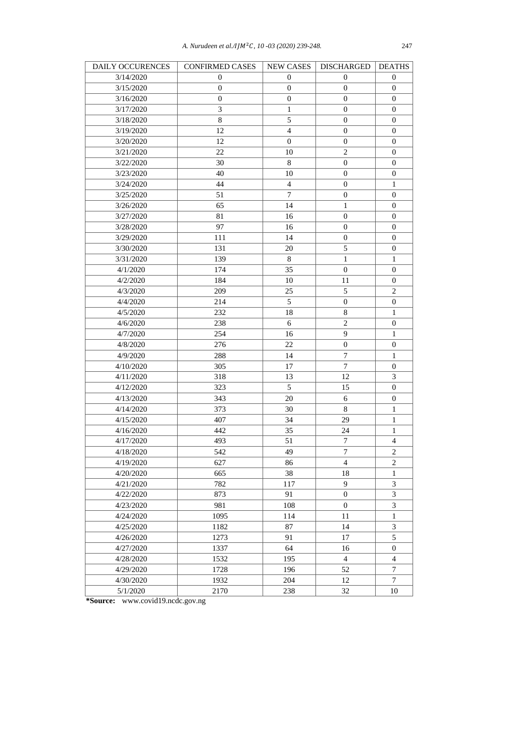| DAILY OCCURENCES | CONFIRMED CASES | NEW CASES | DISCHARGED | DEATHS |
|---|---|---|---|---|
| 3/14/2020 | 0 | 0 | 0 | 0 |
| 3/15/2020 | 0 | 0 | 0 | 0 |
| 3/16/2020 | 0 | 0 | 0 | 0 |
| 3/17/2020 | 3 | 1 | 0 | 0 |
| 3/18/2020 | 8 | 5 | 0 | 0 |
| 3/19/2020 | 12 | 4 | 0 | 0 |
| 3/20/2020 | 12 | 0 | 0 | 0 |
| 3/21/2020 | 22 | 10 | 2 | 0 |
| 3/22/2020 | 30 | 8 | 0 | 0 |
| 3/23/2020 | 40 | 10 | 0 | 0 |
| 3/24/2020 | 44 | 4 | 0 | 1 |
| 3/25/2020 | 51 | 7 | 0 | 0 |
| 3/26/2020 | 65 | 14 | 1 | 0 |
| 3/27/2020 | 81 | 16 | 0 | 0 |
| 3/28/2020 | 97 | 16 | 0 | 0 |
| 3/29/2020 | 111 | 14 | 0 | 0 |
| 3/30/2020 | 131 | 20 | 5 | 0 |
| 3/31/2020 | 139 | 8 | 1 | 1 |
| 4/1/2020 | 174 | 35 | 0 | 0 |
| 4/2/2020 | 184 | 10 | 11 | 0 |
| 4/3/2020 | 209 | 25 | 5 | 2 |
| 4/4/2020 | 214 | 5 | 0 | 0 |
| 4/5/2020 | 232 | 18 | 8 | 1 |
| 4/6/2020 | 238 | 6 | 2 | 0 |
| 4/7/2020 | 254 | 16 | 9 | 1 |
| 4/8/2020 | 276 | 22 | 0 | 0 |
| 4/9/2020 | 288 | 14 | 7 | 1 |
| 4/10/2020 | 305 | 17 | 7 | 0 |
| 4/11/2020 | 318 | 13 | 12 | 3 |
| 4/12/2020 | 323 | 5 | 15 | 0 |
| 4/13/2020 | 343 | 20 | 6 | 0 |
| 4/14/2020 | 373 | 30 | 8 | 1 |
| 4/15/2020 | 407 | 34 | 29 | 1 |
| 4/16/2020 | 442 | 35 | 24 | 1 |
| 4/17/2020 | 493 | 51 | 7 | 4 |
| 4/18/2020 | 542 | 49 | 7 | 2 |
| 4/19/2020 | 627 | 86 | 4 | 2 |
| 4/20/2020 | 665 | 38 | 18 | 1 |
| 4/21/2020 | 782 | 117 | 9 | 3 |
| 4/22/2020 | 873 | 91 | 0 | 3 |
| 4/23/2020 | 981 | 108 | 0 | 3 |
| 4/24/2020 | 1095 | 114 | 11 | 1 |
| 4/25/2020 | 1182 | 87 | 14 | 3 |
| 4/26/2020 | 1273 | 91 | 17 | 5 |
| 4/27/2020 | 1337 | 64 | 16 | 0 |
| 4/28/2020 | 1532 | 195 | 4 | 4 |
| 4/29/2020 | 1728 | 196 | 52 | 7 |
| 4/30/2020 | 1932 | 204 | 12 | 7 |
| 5/1/2020 | 2170 | 238 | 32 | 10 |

***Source:** www.covid19.ncdc.gov.ng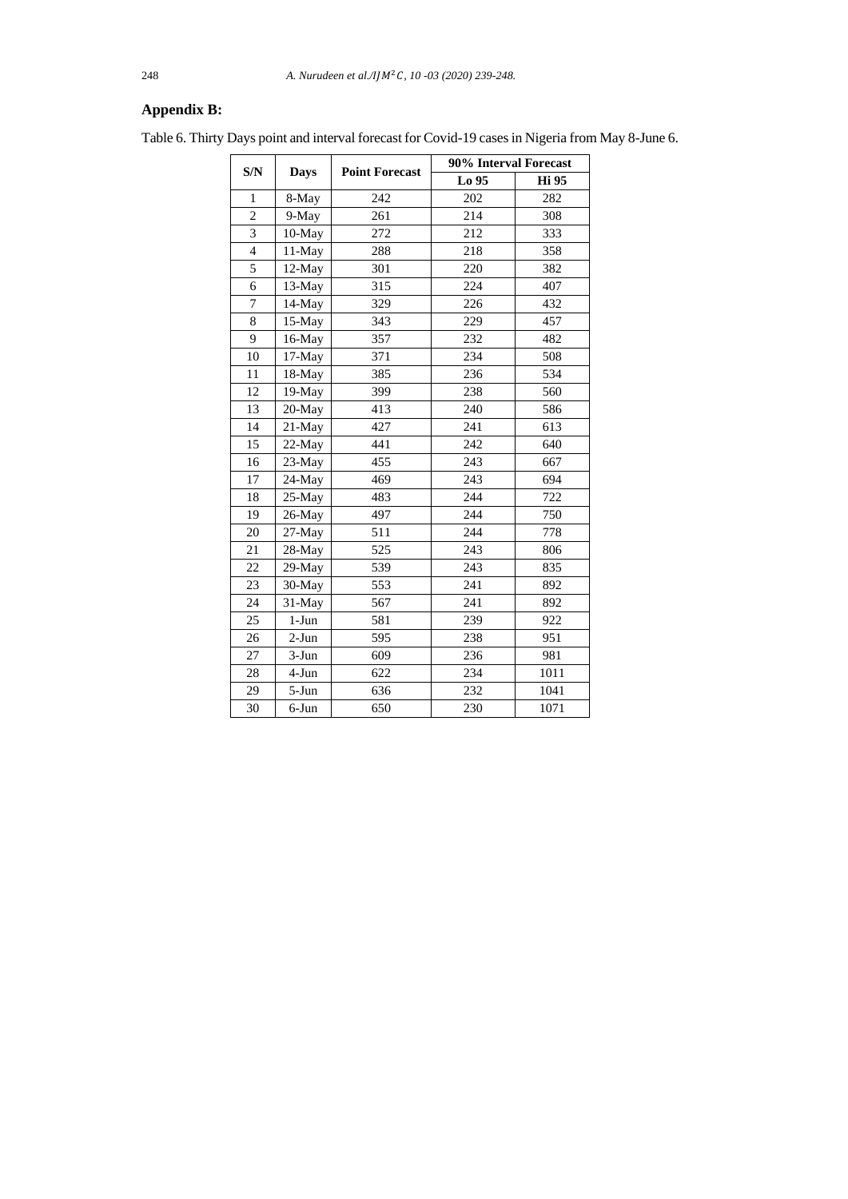## Appendix B:

Table 6. Thirty Days point and interval forecast for Covid-19 cases in Nigeria from May 8-June 6.

| S/N | Days | Point Forecast | 90% Interval Forecast | |
|---|---|---|---|---|
| | | | Lo 95 | Hi 95 |
| 1 | 8-May | 242 | 202 | 282 |
| 2 | 9-May | 261 | 214 | 308 |
| 3 | 10-May | 272 | 212 | 333 |
| 4 | 11-May | 288 | 218 | 358 |
| 5 | 12-May | 301 | 220 | 382 |
| 6 | 13-May | 315 | 224 | 407 |
| 7 | 14-May | 329 | 226 | 432 |
| 8 | 15-May | 343 | 229 | 457 |
| 9 | 16-May | 357 | 232 | 482 |
| 10 | 17-May | 371 | 234 | 508 |
| 11 | 18-May | 385 | 236 | 534 |
| 12 | 19-May | 399 | 238 | 560 |
| 13 | 20-May | 413 | 240 | 586 |
| 14 | 21-May | 427 | 241 | 613 |
| 15 | 22-May | 441 | 242 | 640 |
| 16 | 23-May | 455 | 243 | 667 |
| 17 | 24-May | 469 | 243 | 694 |
| 18 | 25-May | 483 | 244 | 722 |
| 19 | 26-May | 497 | 244 | 750 |
| 20 | 27-May | 511 | 244 | 778 |
| 21 | 28-May | 525 | 243 | 806 |
| 22 | 29-May | 539 | 243 | 835 |
| 23 | 30-May | 553 | 241 | 892 |
| 24 | 31-May | 567 | 241 | 892 |
| 25 | 1-Jun | 581 | 239 | 922 |
| 26 | 2-Jun | 595 | 238 | 951 |
| 27 | 3-Jun | 609 | 236 | 981 |
| 28 | 4-Jun | 622 | 234 | 1011 |
| 29 | 5-Jun | 636 | 232 | 1041 |
| 30 | 6-Jun | 650 | 230 | 1071 |